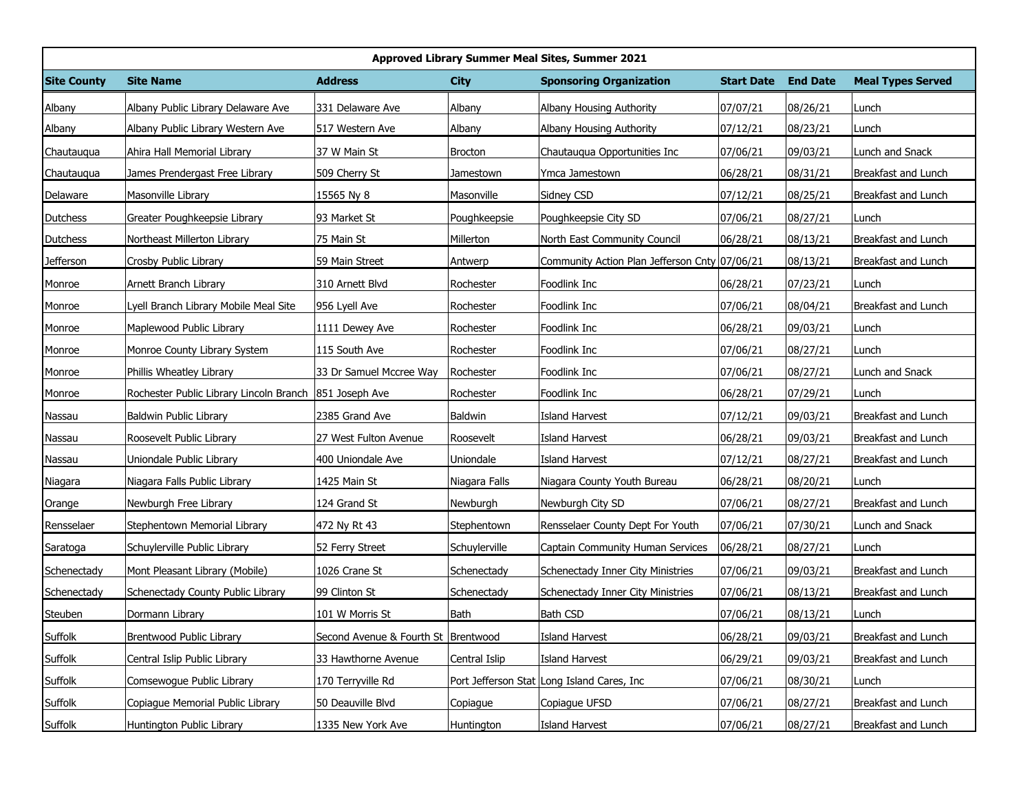| Approved Library Summer Meal Sites, Summer 2021 | | | | | | | |
|---|---|---|---|---|---|---|---|
| **Site County** | **Site Name** | **Address** | **City** | **Sponsoring Organization** | **Start Date** | **End Date** | **Meal Types Served** |
| Albany | Albany Public Library Delaware Ave | 331 Delaware Ave | Albany | Albany Housing Authority | 07/07/21 | 08/26/21 | Lunch |
| Albany | Albany Public Library Western Ave | 517 Western Ave | Albany | Albany Housing Authority | 07/12/21 | 08/23/21 | Lunch |
| Chautauqua | Ahira Hall Memorial Library | 37 W Main St | Brocton | Chautauqua Opportunities Inc | 07/06/21 | 09/03/21 | Lunch and Snack |
| Chautauqua | James Prendergast Free Library | 509 Cherry St | Jamestown | Ymca Jamestown | 06/28/21 | 08/31/21 | Breakfast and Lunch |
| Delaware | Masonville Library | 15565 Ny 8 | Masonville | Sidney CSD | 07/12/21 | 08/25/21 | Breakfast and Lunch |
| Dutchess | Greater Poughkeepsie Library | 93 Market St | Poughkeepsie | Poughkeepsie City SD | 07/06/21 | 08/27/21 | Lunch |
| Dutchess | Northeast Millerton Library | 75 Main St | Millerton | North East Community Council | 06/28/21 | 08/13/21 | Breakfast and Lunch |
| Jefferson | Crosby Public Library | 59 Main Street | Antwerp | Community Action Plan Jefferson Cnty | 07/06/21 | 08/13/21 | Breakfast and Lunch |
| Monroe | Arnett Branch Library | 310 Arnett Blvd | Rochester | Foodlink Inc | 06/28/21 | 07/23/21 | Lunch |
| Monroe | Lyell Branch Library Mobile Meal Site | 956 Lyell Ave | Rochester | Foodlink Inc | 07/06/21 | 08/04/21 | Breakfast and Lunch |
| Monroe | Maplewood Public Library | 1111 Dewey Ave | Rochester | Foodlink Inc | 06/28/21 | 09/03/21 | Lunch |
| Monroe | Monroe County Library System | 115 South Ave | Rochester | Foodlink Inc | 07/06/21 | 08/27/21 | Lunch |
| Monroe | Phillis Wheatley Library | 33 Dr Samuel Mccree Way | Rochester | Foodlink Inc | 07/06/21 | 08/27/21 | Lunch and Snack |
| Monroe | Rochester Public Library Lincoln Branch | 851 Joseph Ave | Rochester | Foodlink Inc | 06/28/21 | 07/29/21 | Lunch |
| Nassau | Baldwin Public Library | 2385 Grand Ave | Baldwin | Island Harvest | 07/12/21 | 09/03/21 | Breakfast and Lunch |
| Nassau | Roosevelt Public Library | 27 West Fulton Avenue | Roosevelt | Island Harvest | 06/28/21 | 09/03/21 | Breakfast and Lunch |
| Nassau | Uniondale Public Library | 400 Uniondale Ave | Uniondale | Island Harvest | 07/12/21 | 08/27/21 | Breakfast and Lunch |
| Niagara | Niagara Falls Public Library | 1425 Main St | Niagara Falls | Niagara County Youth Bureau | 06/28/21 | 08/20/21 | Lunch |
| Orange | Newburgh Free Library | 124 Grand St | Newburgh | Newburgh City SD | 07/06/21 | 08/27/21 | Breakfast and Lunch |
| Rensselaer | Stephentown Memorial Library | 472 Ny Rt 43 | Stephentown | Rensselaer County Dept For Youth | 07/06/21 | 07/30/21 | Lunch and Snack |
| Saratoga | Schuylerville Public Library | 52 Ferry Street | Schuylerville | Captain Community Human Services | 06/28/21 | 08/27/21 | Lunch |
| Schenectady | Mont Pleasant Library (Mobile) | 1026 Crane St | Schenectady | Schenectady Inner City Ministries | 07/06/21 | 09/03/21 | Breakfast and Lunch |
| Schenectady | Schenectady County Public Library | 99 Clinton St | Schenectady | Schenectady Inner City Ministries | 07/06/21 | 08/13/21 | Breakfast and Lunch |
| Steuben | Dormann Library | 101 W Morris St | Bath | Bath CSD | 07/06/21 | 08/13/21 | Lunch |
| Suffolk | Brentwood Public Library | Second Avenue & Fourth St | Brentwood | Island Harvest | 06/28/21 | 09/03/21 | Breakfast and Lunch |
| Suffolk | Central Islip Public Library | 33 Hawthorne Avenue | Central Islip | Island Harvest | 06/29/21 | 09/03/21 | Breakfast and Lunch |
| Suffolk | Comsewogue Public Library | 170 Terryville Rd | Port Jefferson Stat | Long Island Cares, Inc | 07/06/21 | 08/30/21 | Lunch |
| Suffolk | Copiague Memorial Public Library | 50 Deauville Blvd | Copiague | Copiague UFSD | 07/06/21 | 08/27/21 | Breakfast and Lunch |
| Suffolk | Huntington Public Library | 1335 New York Ave | Huntington | Island Harvest | 07/06/21 | 08/27/21 | Breakfast and Lunch |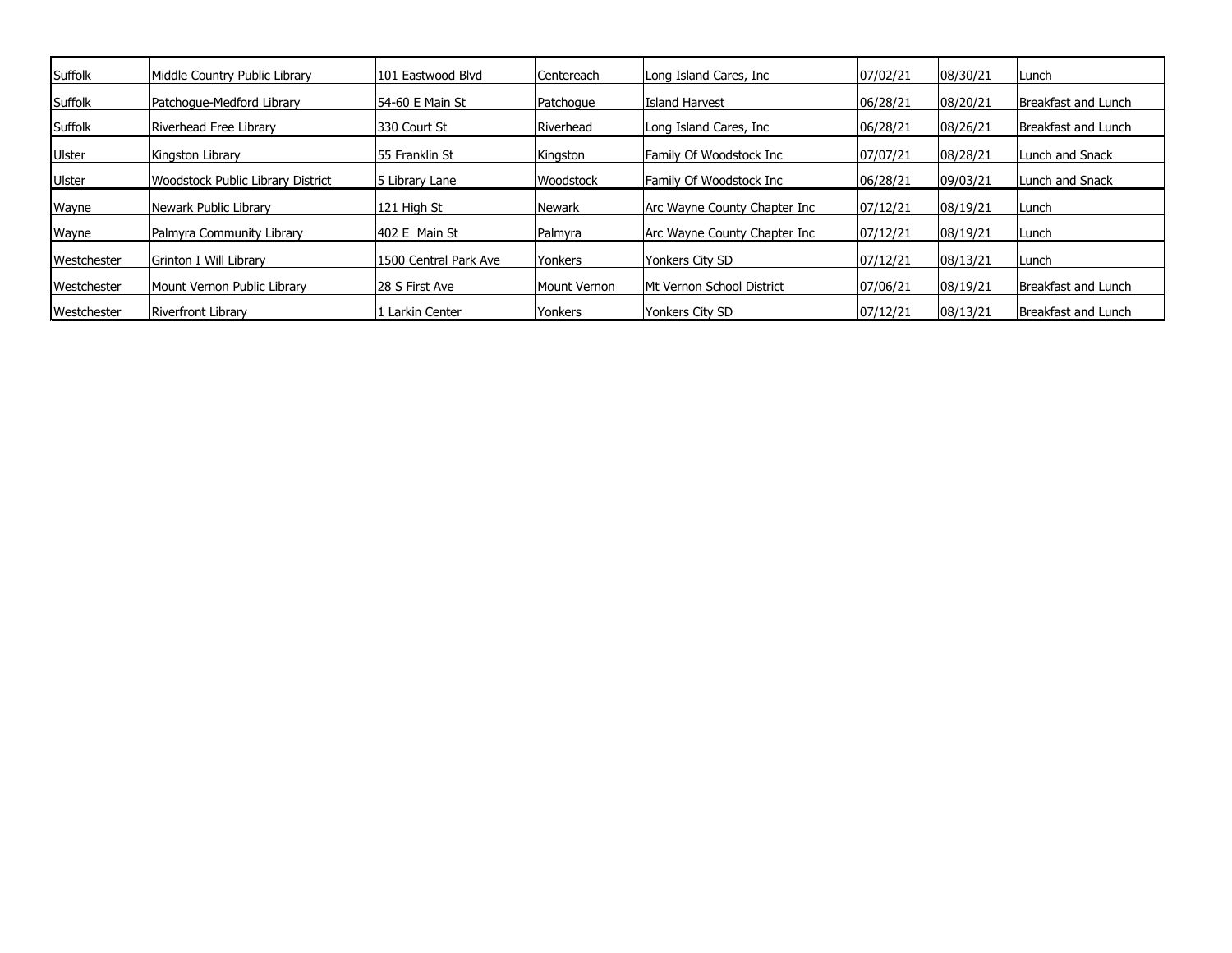| | | | | | | | |
|---|---|---|---|---|---|---|---|
| Suffolk | Middle Country Public Library | 101 Eastwood Blvd | Centereach | Long Island Cares, Inc | 07/02/21 | 08/30/21 | Lunch |
| Suffolk | Patchogue-Medford Library | 54-60 E Main St | Patchogue | Island Harvest | 06/28/21 | 08/20/21 | Breakfast and Lunch |
| Suffolk | Riverhead Free Library | 330 Court St | Riverhead | Long Island Cares, Inc | 06/28/21 | 08/26/21 | Breakfast and Lunch |
| Ulster | Kingston Library | 55 Franklin St | Kingston | Family Of Woodstock Inc | 07/07/21 | 08/28/21 | Lunch and Snack |
| Ulster | Woodstock Public Library District | 5 Library Lane | Woodstock | Family Of Woodstock Inc | 06/28/21 | 09/03/21 | Lunch and Snack |
| Wayne | Newark Public Library | 121 High St | Newark | Arc Wayne County Chapter Inc | 07/12/21 | 08/19/21 | Lunch |
| Wayne | Palmyra Community Library | 402 E Main St | Palmyra | Arc Wayne County Chapter Inc | 07/12/21 | 08/19/21 | Lunch |
| Westchester | Grinton I Will Library | 1500 Central Park Ave | Yonkers | Yonkers City SD | 07/12/21 | 08/13/21 | Lunch |
| Westchester | Mount Vernon Public Library | 28 S First Ave | Mount Vernon | Mt Vernon School District | 07/06/21 | 08/19/21 | Breakfast and Lunch |
| Westchester | Riverfront Library | 1 Larkin Center | Yonkers | Yonkers City SD | 07/12/21 | 08/13/21 | Breakfast and Lunch |